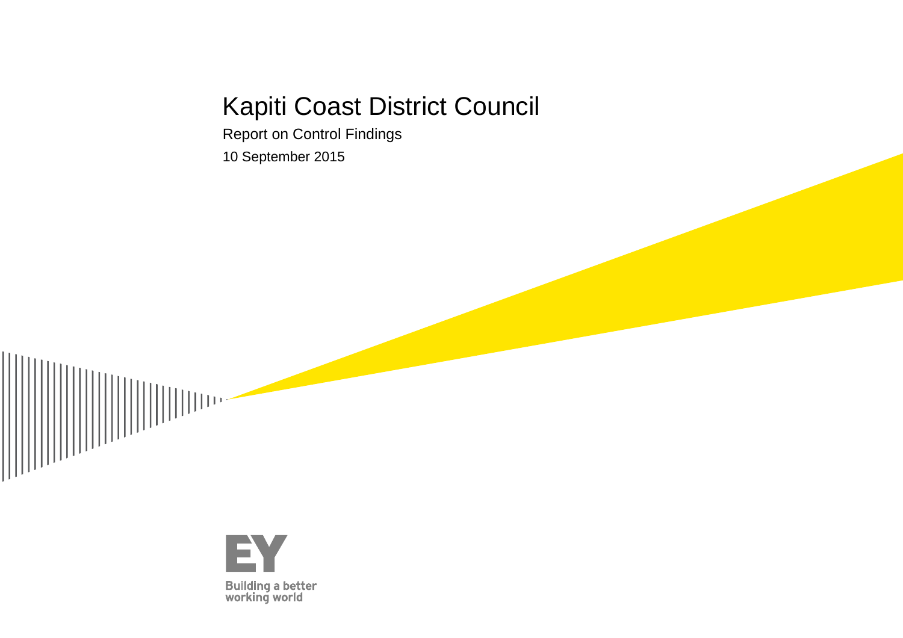# Kapiti Coast District Council

Report on Control Findings

10 September 2015

EY

Building a better working world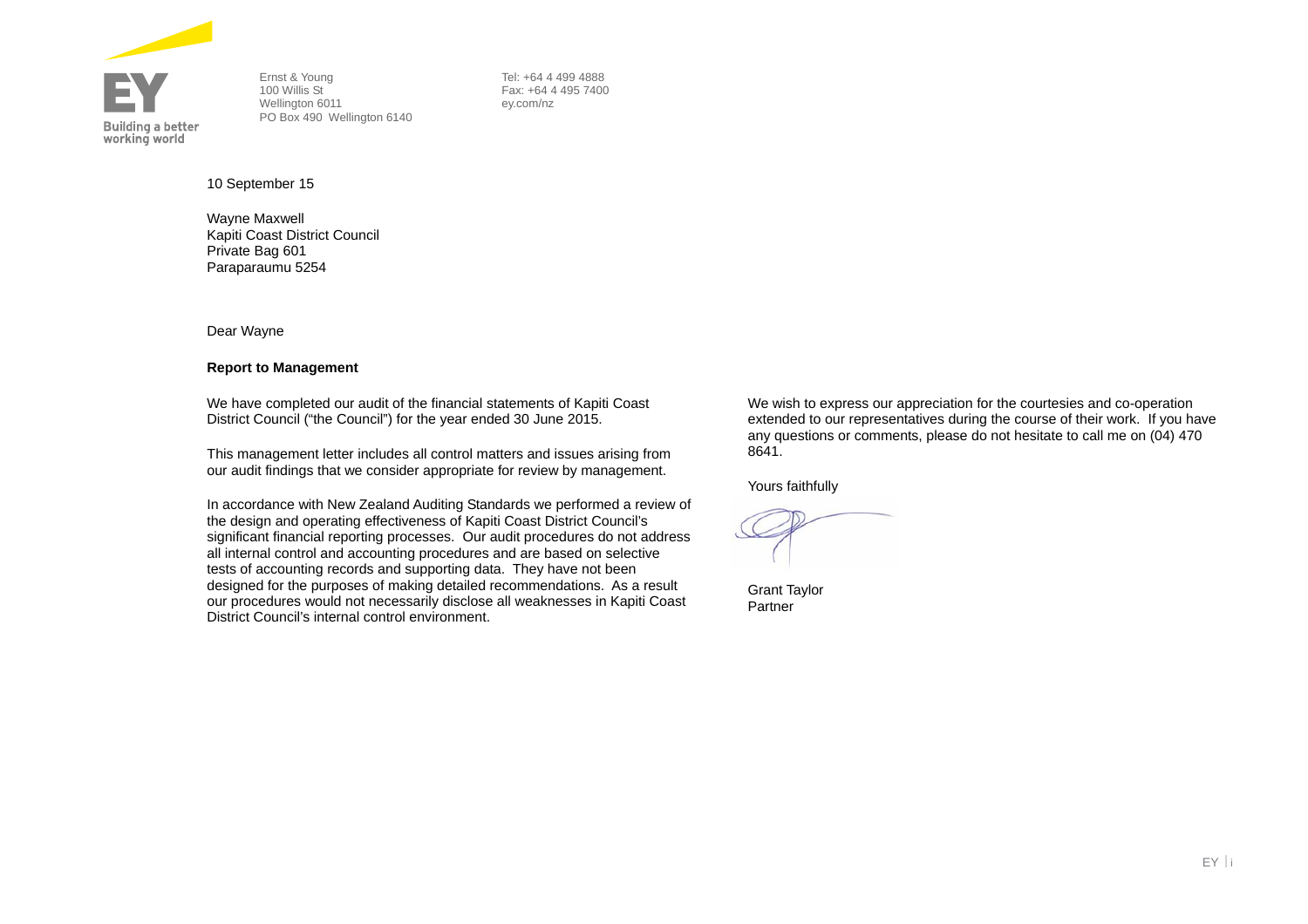Ernst & Young
100 Willis St
Wellington 6011
PO Box 490 Wellington 6140

Tel: +64 4 499 4888
Fax: +64 4 495 7400
ey.com/nz

10 September 15

Wayne Maxwell
Kapiti Coast District Council
Private Bag 601
Paraparaumu 5254

Dear Wayne

**Report to Management**

We have completed our audit of the financial statements of Kapiti Coast District Council ("the Council") for the year ended 30 June 2015.

This management letter includes all control matters and issues arising from our audit findings that we consider appropriate for review by management.

In accordance with New Zealand Auditing Standards we performed a review of the design and operating effectiveness of Kapiti Coast District Council's significant financial reporting processes. Our audit procedures do not address all internal control and accounting procedures and are based on selective tests of accounting records and supporting data. They have not been designed for the purposes of making detailed recommendations. As a result our procedures would not necessarily disclose all weaknesses in Kapiti Coast District Council's internal control environment.

We wish to express our appreciation for the courtesies and co-operation extended to our representatives during the course of their work. If you have any questions or comments, please do not hesitate to call me on (04) 470 8641.

Yours faithfully

Grant Taylor
Partner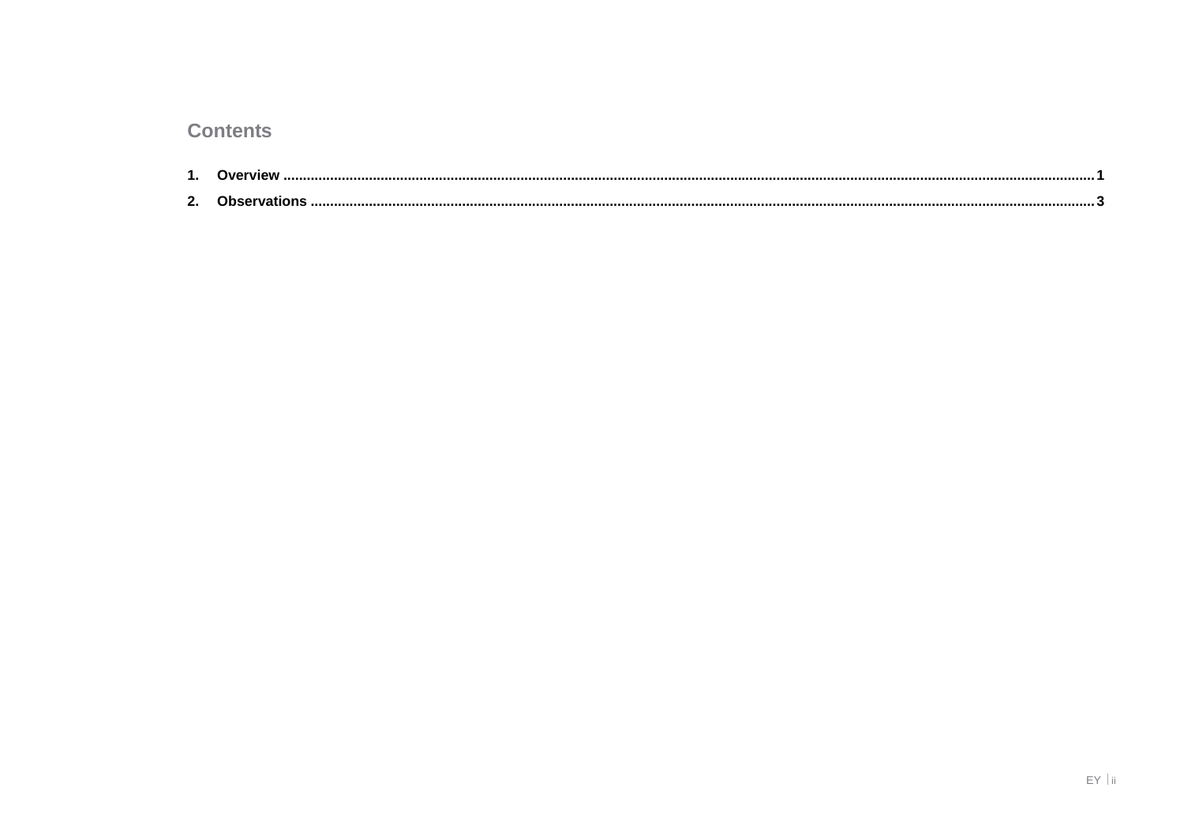# Contents

1. **Overview** .......... 1
2. **Observations** .......... 3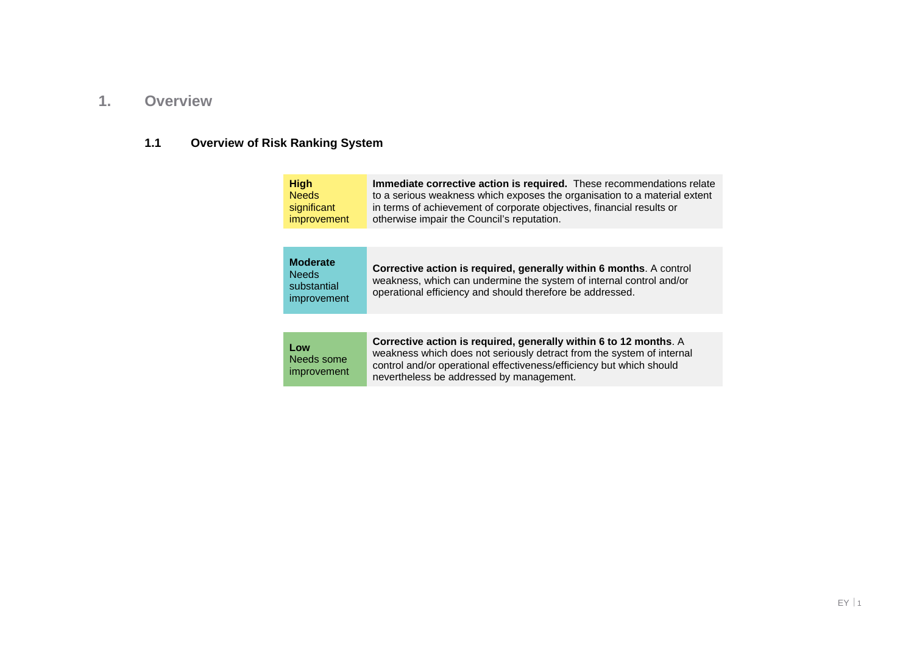# 1. Overview

## 1.1 Overview of Risk Ranking System

| | |
|---|---|
| **High**<br>Needs significant improvement | **Immediate corrective action is required.** These recommendations relate to a serious weakness which exposes the organisation to a material extent in terms of achievement of corporate objectives, financial results or otherwise impair the Council's reputation. |
| **Moderate**<br>Needs substantial improvement | **Corrective action is required, generally within 6 months**. A control weakness, which can undermine the system of internal control and/or operational efficiency and should therefore be addressed. |
| **Low**<br>Needs some improvement | **Corrective action is required, generally within 6 to 12 months**. A weakness which does not seriously detract from the system of internal control and/or operational effectiveness/efficiency but which should nevertheless be addressed by management. |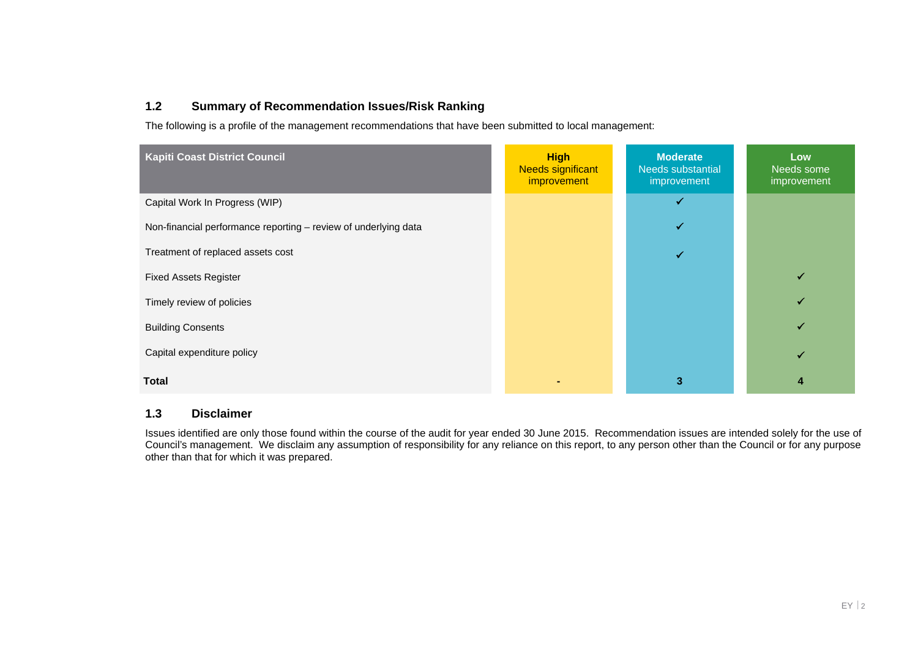## 1.2 Summary of Recommendation Issues/Risk Ranking

The following is a profile of the management recommendations that have been submitted to local management:

| Kapiti Coast District Council | **High** Needs significant improvement | **Moderate** Needs substantial improvement | **Low** Needs some improvement |
|---|---|---|---|
| Capital Work In Progress (WIP) | | ✓ | |
| Non-financial performance reporting – review of underlying data | | ✓ | |
| Treatment of replaced assets cost | | ✓ | |
| Fixed Assets Register | | | ✓ |
| Timely review of policies | | | ✓ |
| Building Consents | | | ✓ |
| Capital expenditure policy | | | ✓ |
| **Total** | **-** | **3** | **4** |

## 1.3 Disclaimer

Issues identified are only those found within the course of the audit for year ended 30 June 2015. Recommendation issues are intended solely for the use of Council's management. We disclaim any assumption of responsibility for any reliance on this report, to any person other than the Council or for any purpose other than that for which it was prepared.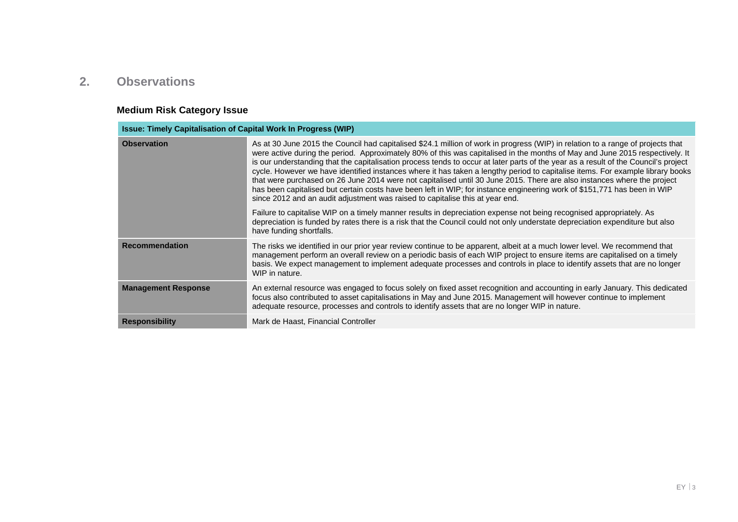## 2. Observations

### Medium Risk Category Issue

| Issue: Timely Capitalisation of Capital Work In Progress (WIP) | |
|---|---|
| **Observation** | As at 30 June 2015 the Council had capitalised $24.1 million of work in progress (WIP) in relation to a range of projects that were active during the period. Approximately 80% of this was capitalised in the months of May and June 2015 respectively. It is our understanding that the capitalisation process tends to occur at later parts of the year as a result of the Council's project cycle. However we have identified instances where it has taken a lengthy period to capitalise items. For example library books that were purchased on 26 June 2014 were not capitalised until 30 June 2015. There are also instances where the project has been capitalised but certain costs have been left in WIP; for instance engineering work of $151,771 has been in WIP since 2012 and an audit adjustment was raised to capitalise this at year end.<br><br>Failure to capitalise WIP on a timely manner results in depreciation expense not being recognised appropriately. As depreciation is funded by rates there is a risk that the Council could not only understate depreciation expenditure but also have funding shortfalls. |
| **Recommendation** | The risks we identified in our prior year review continue to be apparent, albeit at a much lower level. We recommend that management perform an overall review on a periodic basis of each WIP project to ensure items are capitalised on a timely basis. We expect management to implement adequate processes and controls in place to identify assets that are no longer WIP in nature. |
| **Management Response** | An external resource was engaged to focus solely on fixed asset recognition and accounting in early January. This dedicated focus also contributed to asset capitalisations in May and June 2015. Management will however continue to implement adequate resource, processes and controls to identify assets that are no longer WIP in nature. |
| **Responsibility** | Mark de Haast, Financial Controller |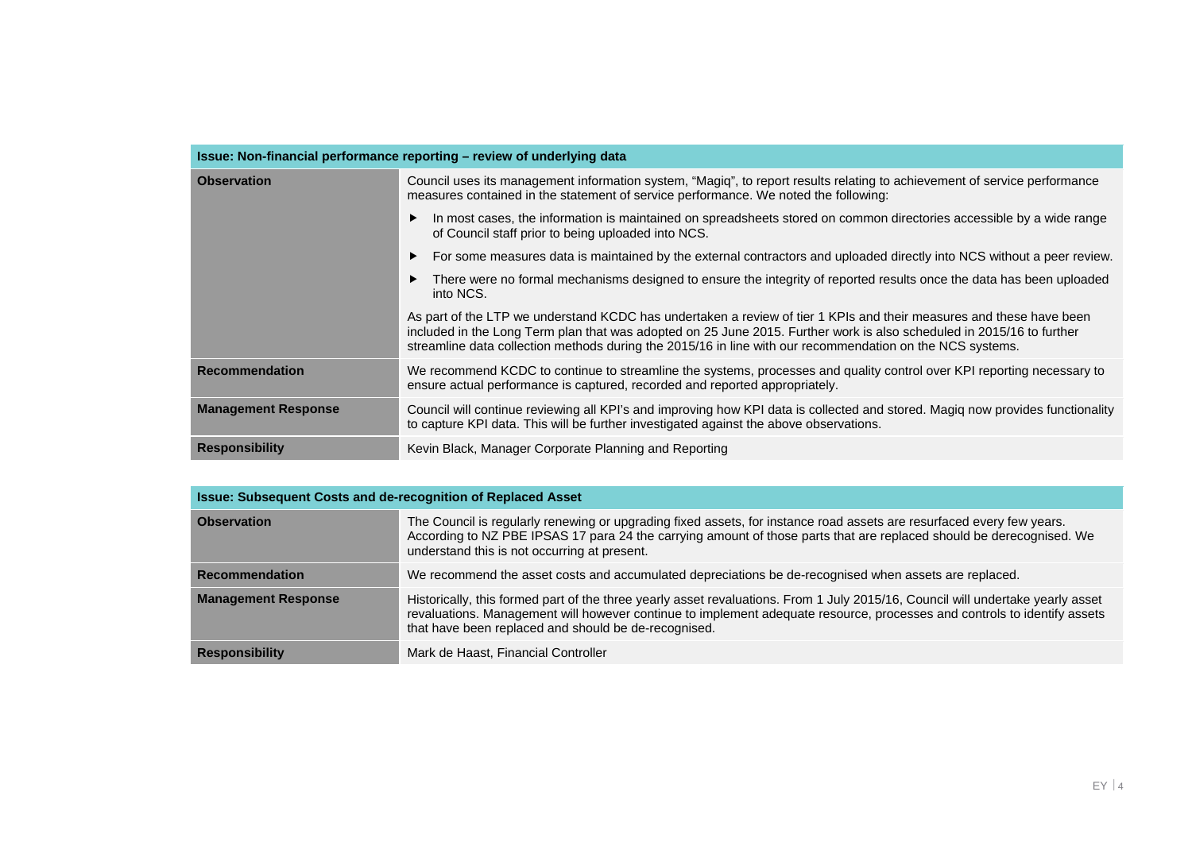| Issue: Non-financial performance reporting – review of underlying data | |
|---|---|
| **Observation** | Council uses its management information system, “Magiq”, to report results relating to achievement of service performance measures contained in the statement of service performance. We noted the following:<br>▶ In most cases, the information is maintained on spreadsheets stored on common directories accessible by a wide range of Council staff prior to being uploaded into NCS.<br>▶ For some measures data is maintained by the external contractors and uploaded directly into NCS without a peer review.<br>▶ There were no formal mechanisms designed to ensure the integrity of reported results once the data has been uploaded into NCS.<br>As part of the LTP we understand KCDC has undertaken a review of tier 1 KPIs and their measures and these have been included in the Long Term plan that was adopted on 25 June 2015. Further work is also scheduled in 2015/16 to further streamline data collection methods during the 2015/16 in line with our recommendation on the NCS systems. |
| **Recommendation** | We recommend KCDC to continue to streamline the systems, processes and quality control over KPI reporting necessary to ensure actual performance is captured, recorded and reported appropriately. |
| **Management Response** | Council will continue reviewing all KPI’s and improving how KPI data is collected and stored. Magiq now provides functionality to capture KPI data. This will be further investigated against the above observations. |
| **Responsibility** | Kevin Black, Manager Corporate Planning and Reporting |

| Issue: Subsequent Costs and de-recognition of Replaced Asset | |
|---|---|
| **Observation** | The Council is regularly renewing or upgrading fixed assets, for instance road assets are resurfaced every few years. According to NZ PBE IPSAS 17 para 24 the carrying amount of those parts that are replaced should be derecognised. We understand this is not occurring at present. |
| **Recommendation** | We recommend the asset costs and accumulated depreciations be de-recognised when assets are replaced. |
| **Management Response** | Historically, this formed part of the three yearly asset revaluations. From 1 July 2015/16, Council will undertake yearly asset revaluations. Management will however continue to implement adequate resource, processes and controls to identify assets that have been replaced and should be de-recognised. |
| **Responsibility** | Mark de Haast, Financial Controller |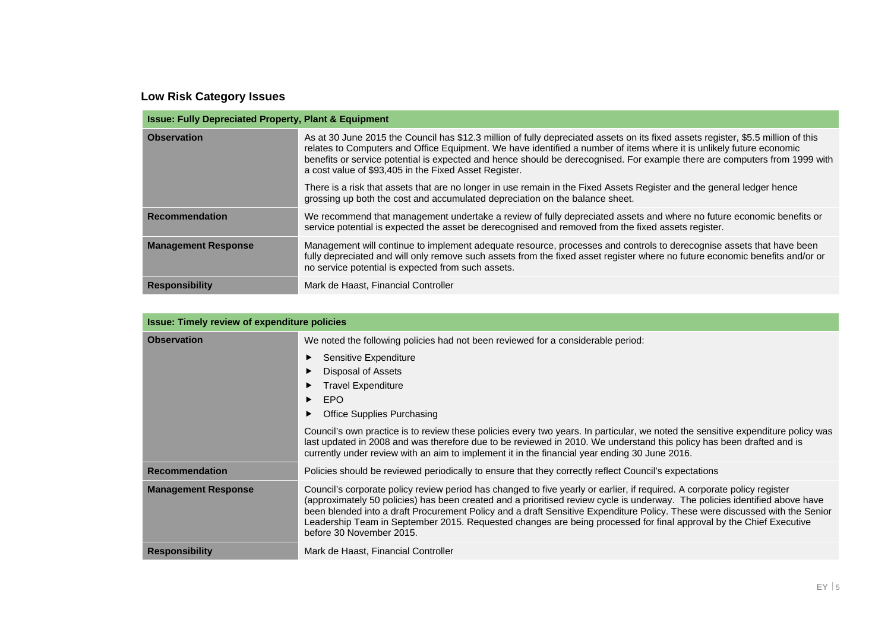### Low Risk Category Issues

| Issue: Fully Depreciated Property, Plant & Equipment | |
|---|---|
| **Observation** | As at 30 June 2015 the Council has $12.3 million of fully depreciated assets on its fixed assets register, $5.5 million of this relates to Computers and Office Equipment. We have identified a number of items where it is unlikely future economic benefits or service potential is expected and hence should be derecognised. For example there are computers from 1999 with a cost value of $93,405 in the Fixed Asset Register.<br><br>There is a risk that assets that are no longer in use remain in the Fixed Assets Register and the general ledger hence grossing up both the cost and accumulated depreciation on the balance sheet. |
| **Recommendation** | We recommend that management undertake a review of fully depreciated assets and where no future economic benefits or service potential is expected the asset be derecognised and removed from the fixed assets register. |
| **Management Response** | Management will continue to implement adequate resource, processes and controls to derecognise assets that have been fully depreciated and will only remove such assets from the fixed asset register where no future economic benefits and/or or no service potential is expected from such assets. |
| **Responsibility** | Mark de Haast, Financial Controller |

| Issue: Timely review of expenditure policies | |
|---|---|
| **Observation** | We noted the following policies had not been reviewed for a considerable period:<br>► Sensitive Expenditure<br>► Disposal of Assets<br>► Travel Expenditure<br>► EPO<br>► Office Supplies Purchasing<br><br>Council's own practice is to review these policies every two years. In particular, we noted the sensitive expenditure policy was last updated in 2008 and was therefore due to be reviewed in 2010. We understand this policy has been drafted and is currently under review with an aim to implement it in the financial year ending 30 June 2016. |
| **Recommendation** | Policies should be reviewed periodically to ensure that they correctly reflect Council's expectations |
| **Management Response** | Council's corporate policy review period has changed to five yearly or earlier, if required. A corporate policy register (approximately 50 policies) has been created and a prioritised review cycle is underway. The policies identified above have been blended into a draft Procurement Policy and a draft Sensitive Expenditure Policy. These were discussed with the Senior Leadership Team in September 2015. Requested changes are being processed for final approval by the Chief Executive before 30 November 2015. |
| **Responsibility** | Mark de Haast, Financial Controller |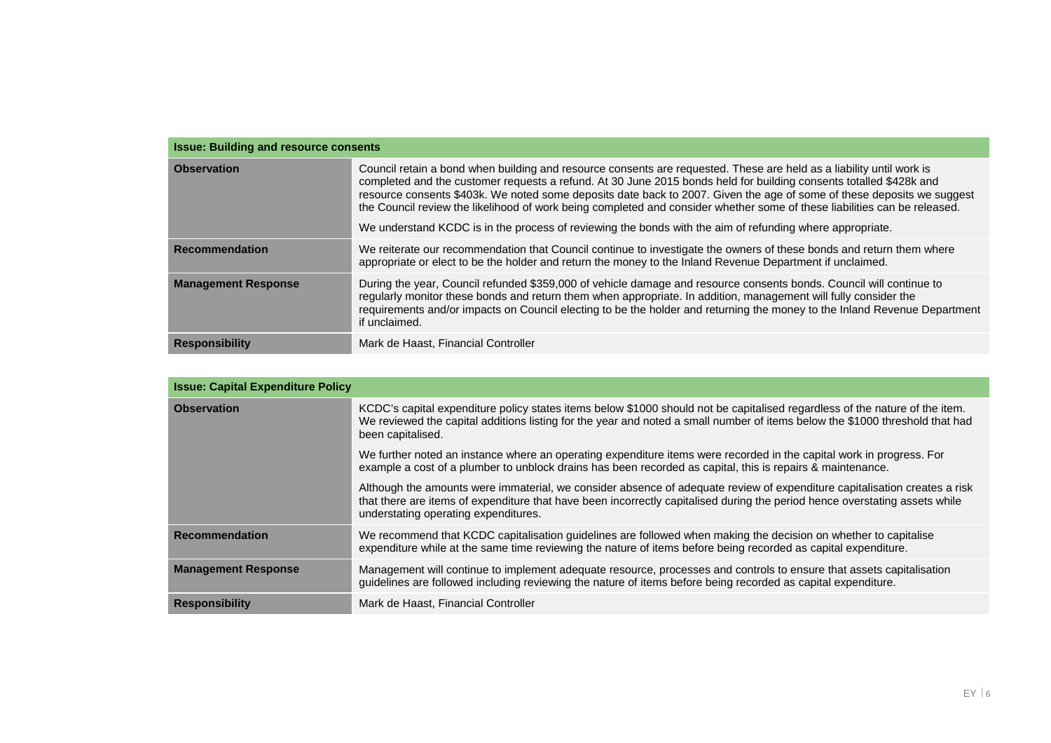| Issue: Building and resource consents | |
|---|---|
| **Observation** | Council retain a bond when building and resource consents are requested. These are held as a liability until work is completed and the customer requests a refund. At 30 June 2015 bonds held for building consents totalled $428k and resource consents $403k. We noted some deposits date back to 2007. Given the age of some of these deposits we suggest the Council review the likelihood of work being completed and consider whether some of these liabilities can be released.<br><br>We understand KCDC is in the process of reviewing the bonds with the aim of refunding where appropriate. |
| **Recommendation** | We reiterate our recommendation that Council continue to investigate the owners of these bonds and return them where appropriate or elect to be the holder and return the money to the Inland Revenue Department if unclaimed. |
| **Management Response** | During the year, Council refunded $359,000 of vehicle damage and resource consents bonds. Council will continue to regularly monitor these bonds and return them when appropriate. In addition, management will fully consider the requirements and/or impacts on Council electing to be the holder and returning the money to the Inland Revenue Department if unclaimed. |
| **Responsibility** | Mark de Haast, Financial Controller |

| Issue: Capital Expenditure Policy | |
|---|---|
| **Observation** | KCDC's capital expenditure policy states items below $1000 should not be capitalised regardless of the nature of the item. We reviewed the capital additions listing for the year and noted a small number of items below the $1000 threshold that had been capitalised.<br><br>We further noted an instance where an operating expenditure items were recorded in the capital work in progress. For example a cost of a plumber to unblock drains has been recorded as capital, this is repairs & maintenance.<br><br>Although the amounts were immaterial, we consider absence of adequate review of expenditure capitalisation creates a risk that there are items of expenditure that have been incorrectly capitalised during the period hence overstating assets while understating operating expenditures. |
| **Recommendation** | We recommend that KCDC capitalisation guidelines are followed when making the decision on whether to capitalise expenditure while at the same time reviewing the nature of items before being recorded as capital expenditure. |
| **Management Response** | Management will continue to implement adequate resource, processes and controls to ensure that assets capitalisation guidelines are followed including reviewing the nature of items before being recorded as capital expenditure. |
| **Responsibility** | Mark de Haast, Financial Controller |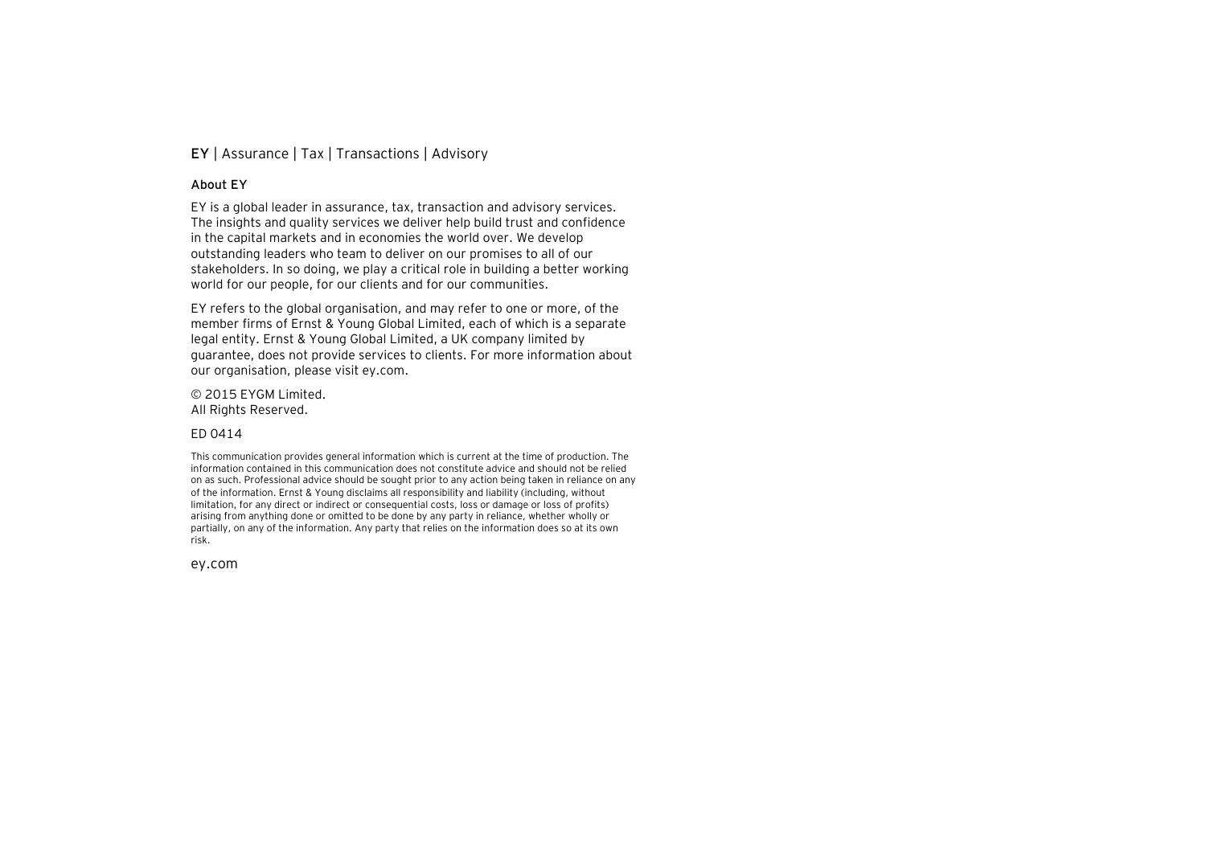**EY** | Assurance | Tax | Transactions | Advisory

### About EY

EY is a global leader in assurance, tax, transaction and advisory services. The insights and quality services we deliver help build trust and confidence in the capital markets and in economies the world over. We develop outstanding leaders who team to deliver on our promises to all of our stakeholders. In so doing, we play a critical role in building a better working world for our people, for our clients and for our communities.

EY refers to the global organisation, and may refer to one or more, of the member firms of Ernst & Young Global Limited, each of which is a separate legal entity. Ernst & Young Global Limited, a UK company limited by guarantee, does not provide services to clients. For more information about our organisation, please visit ey.com.

© 2015 EYGM Limited.
All Rights Reserved.

ED 0414

This communication provides general information which is current at the time of production. The information contained in this communication does not constitute advice and should not be relied on as such. Professional advice should be sought prior to any action being taken in reliance on any of the information. Ernst & Young disclaims all responsibility and liability (including, without limitation, for any direct or indirect or consequential costs, loss or damage or loss of profits) arising from anything done or omitted to be done by any party in reliance, whether wholly or partially, on any of the information. Any party that relies on the information does so at its own risk.

ey.com